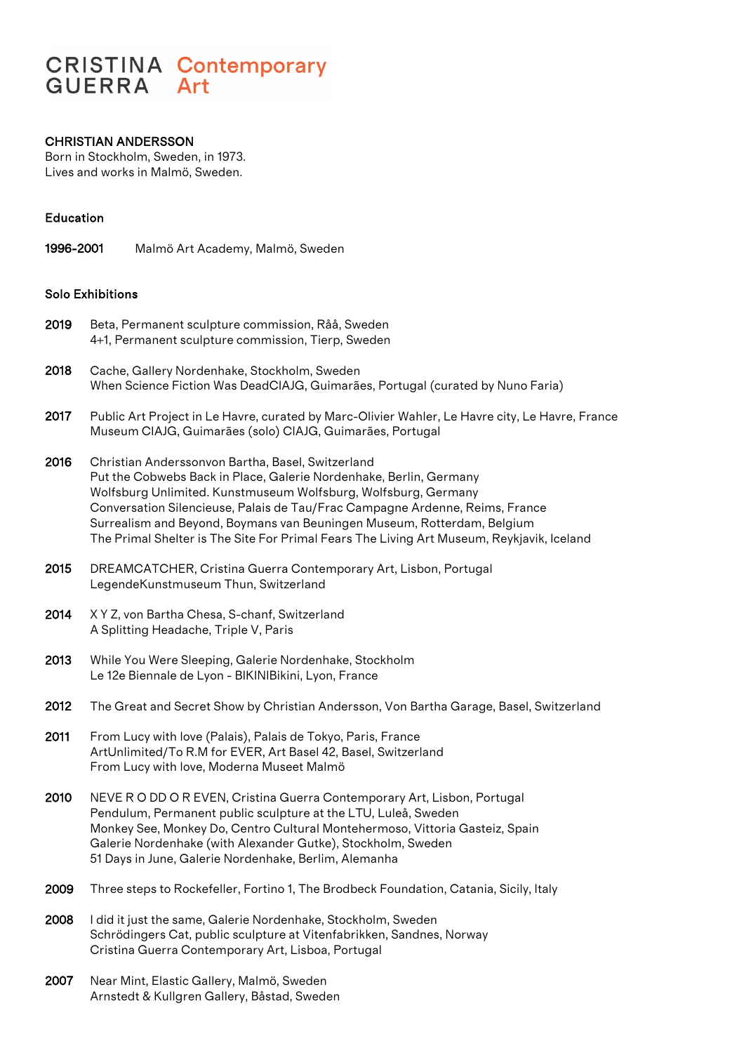# CRISTINA GUERRA Contemporary Art

## CHRISTIAN ANDERSSON

Born in Stockholm, Sweden, in 1973.
Lives and works in Malmö, Sweden.

### Education

**1996-2001** Malmö Art Academy, Malmö, Sweden

### Solo Exhibitions

**2019**
Beta, Permanent sculpture commission, Råå, Sweden
4+1, Permanent sculpture commission, Tierp, Sweden

**2018**
Cache, Gallery Nordenhake, Stockholm, Sweden
When Science Fiction Was DeadCIAJG, Guimarães, Portugal (curated by Nuno Faria)

**2017**
Public Art Project in Le Havre, curated by Marc-Olivier Wahler, Le Havre city, Le Havre, France
Museum CIAJG, Guimarães (solo) CIAJG, Guimarães, Portugal

**2016**
Christian Anderssonvon Bartha, Basel, Switzerland
Put the Cobwebs Back in Place, Galerie Nordenhake, Berlin, Germany
Wolfsburg Unlimited. Kunstmuseum Wolfsburg, Wolfsburg, Germany
Conversation Silencieuse, Palais de Tau/Frac Campagne Ardenne, Reims, France
Surrealism and Beyond, Boymans van Beuningen Museum, Rotterdam, Belgium
The Primal Shelter is The Site For Primal Fears The Living Art Museum, Reykjavik, Iceland

**2015**
DREAMCATCHER, Cristina Guerra Contemporary Art, Lisbon, Portugal
LegendeKunstmuseum Thun, Switzerland

**2014**
X Y Z, von Bartha Chesa, S-chanf, Switzerland
A Splitting Headache, Triple V, Paris

**2013**
While You Were Sleeping, Galerie Nordenhake, Stockholm
Le 12e Biennale de Lyon - BIKINIBikini, Lyon, France

**2012**
The Great and Secret Show by Christian Andersson, Von Bartha Garage, Basel, Switzerland

**2011**
From Lucy with love (Palais), Palais de Tokyo, Paris, France
ArtUnlimited/To R.M for EVER, Art Basel 42, Basel, Switzerland
From Lucy with love, Moderna Museet Malmö

**2010**
NEVE R O DD O R EVEN, Cristina Guerra Contemporary Art, Lisbon, Portugal
Pendulum, Permanent public sculpture at the LTU, Luleå, Sweden
Monkey See, Monkey Do, Centro Cultural Montehermoso, Vittoria Gasteiz, Spain
Galerie Nordenhake (with Alexander Gutke), Stockholm, Sweden
51 Days in June, Galerie Nordenhake, Berlim, Alemanha

**2009**
Three steps to Rockefeller, Fortino 1, The Brodbeck Foundation, Catania, Sicily, Italy

**2008**
I did it just the same, Galerie Nordenhake, Stockholm, Sweden
Schrödingers Cat, public sculpture at Vitenfabrikken, Sandnes, Norway
Cristina Guerra Contemporary Art, Lisboa, Portugal

**2007**
Near Mint, Elastic Gallery, Malmö, Sweden
Arnstedt & Kullgren Gallery, Båstad, Sweden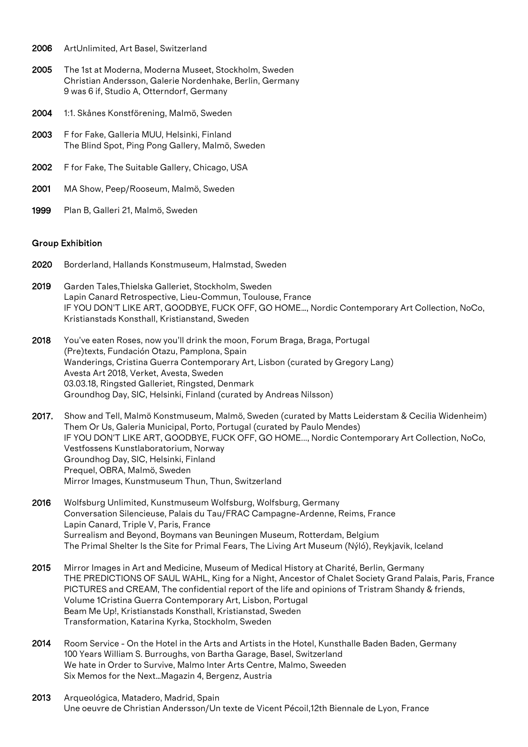**2006** ArtUnlimited, Art Basel, Switzerland

**2005** The 1st at Moderna, Moderna Museet, Stockholm, Sweden
Christian Andersson, Galerie Nordenhake, Berlin, Germany
9 was 6 if, Studio A, Otterndorf, Germany

**2004** 1:1. Skånes Konstförening, Malmö, Sweden

**2003** F for Fake, Galleria MUU, Helsinki, Finland
The Blind Spot, Ping Pong Gallery, Malmö, Sweden

**2002** F for Fake, The Suitable Gallery, Chicago, USA

**2001** MA Show, Peep/Rooseum, Malmö, Sweden

**1999** Plan B, Galleri 21, Malmö, Sweden

## Group Exhibition

**2020** Borderland, Hallands Konstmuseum, Halmstad, Sweden

**2019** Garden Tales,Thielska Galleriet, Stockholm, Sweden
Lapin Canard Retrospective, Lieu-Commun, Toulouse, France
IF YOU DON'T LIKE ART, GOODBYE, FUCK OFF, GO HOME..., Nordic Contemporary Art Collection, NoCo, Kristianstads Konsthall, Kristianstand, Sweden

**2018** You've eaten Roses, now you'll drink the moon, Forum Braga, Braga, Portugal
(Pre)texts, Fundación Otazu, Pamplona, Spain
Wanderings, Cristina Guerra Contemporary Art, Lisbon (curated by Gregory Lang)
Avesta Art 2018, Verket, Avesta, Sweden
03.03.18, Ringsted Galleriet, Ringsted, Denmark
Groundhog Day, SIC, Helsinki, Finland (curated by Andreas Nilsson)

**2017.** Show and Tell, Malmö Konstmuseum, Malmö, Sweden (curated by Matts Leiderstam & Cecilia Widenheim)
Them Or Us, Galeria Municipal, Porto, Portugal (curated by Paulo Mendes)
IF YOU DON'T LIKE ART, GOODBYE, FUCK OFF, GO HOME..., Nordic Contemporary Art Collection, NoCo, Vestfossens Kunstlaboratorium, Norway
Groundhog Day, SIC, Helsinki, Finland
Prequel, OBRA, Malmö, Sweden
Mirror Images, Kunstmuseum Thun, Thun, Switzerland

**2016** Wolfsburg Unlimited, Kunstmuseum Wolfsburg, Wolfsburg, Germany
Conversation Silencieuse, Palais du Tau/FRAC Campagne-Ardenne, Reims, France
Lapin Canard, Triple V, Paris, France
Surrealism and Beyond, Boymans van Beuningen Museum, Rotterdam, Belgium
The Primal Shelter Is the Site for Primal Fears, The Living Art Museum (Nýló), Reykjavik, Iceland

**2015** Mirror Images in Art and Medicine, Museum of Medical History at Charité, Berlin, Germany
THE PREDICTIONS OF SAUL WAHL, King for a Night, Ancestor of Chalet Society Grand Palais, Paris, France
PICTURES and CREAM, The confidential report of the life and opinions of Tristram Shandy & friends, Volume 1Cristina Guerra Contemporary Art, Lisbon, Portugal
Beam Me Up!, Kristianstads Konsthall, Kristianstad, Sweden
Transformation, Katarina Kyrka, Stockholm, Sweden

**2014** Room Service - On the Hotel in the Arts and Artists in the Hotel, Kunsthalle Baden Baden, Germany
100 Years William S. Burroughs, von Bartha Garage, Basel, Switzerland
We hate in Order to Survive, Malmo Inter Arts Centre, Malmo, Sweeden
Six Memos for the Next...Magazin 4, Bergenz, Austria

**2013** Arqueológica, Matadero, Madrid, Spain
Une oeuvre de Christian Andersson/Un texte de Vicent Pécoil,12th Biennale de Lyon, France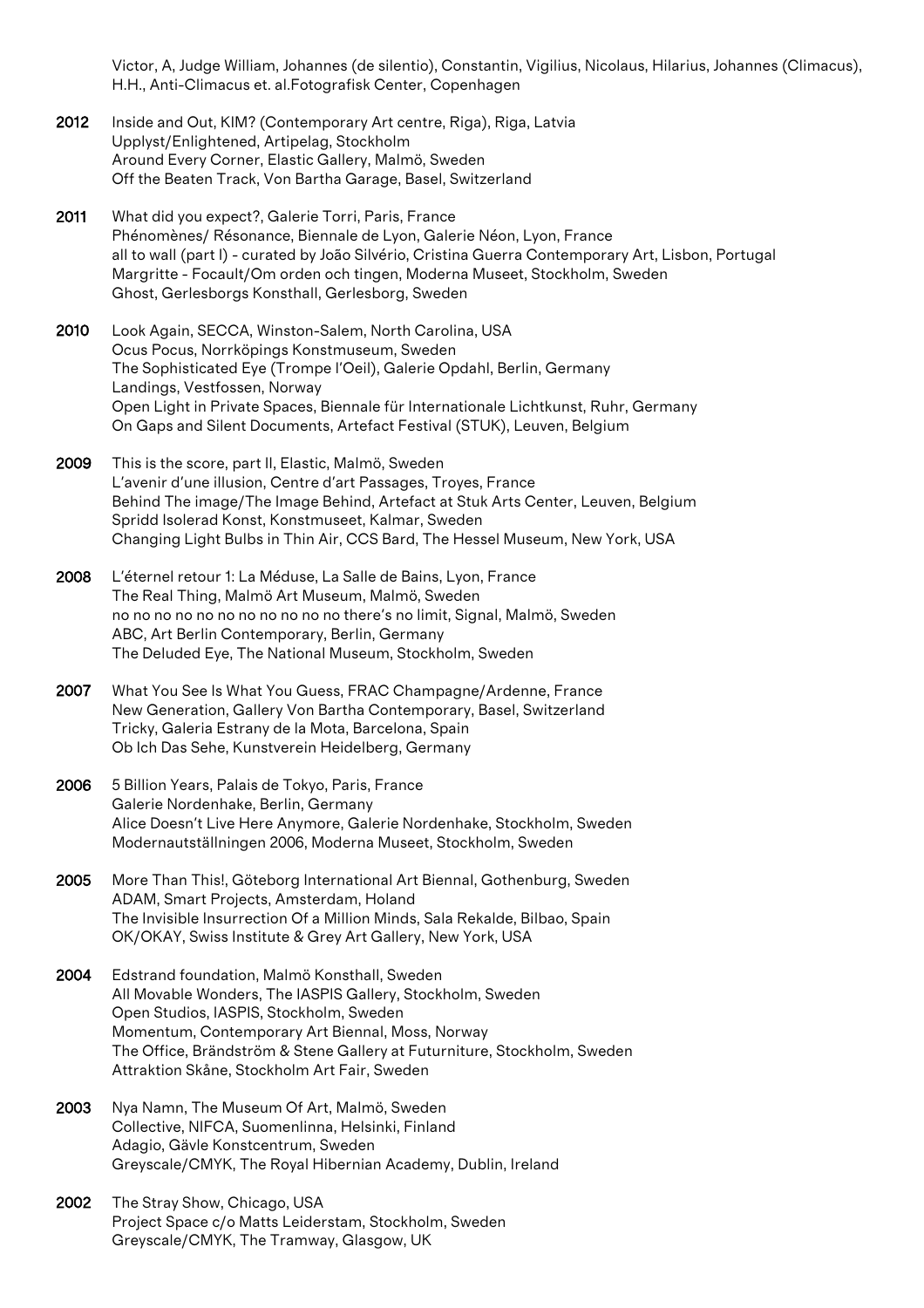Victor, A, Judge William, Johannes (de silentio), Constantin, Vigilius, Nicolaus, Hilarius, Johannes (Climacus), H.H., Anti-Climacus et. al.Fotografisk Center, Copenhagen

**2012** Inside and Out, KIM? (Contemporary Art centre, Riga), Riga, Latvia
Upplyst/Enlightened, Artipelag, Stockholm
Around Every Corner, Elastic Gallery, Malmö, Sweden
Off the Beaten Track, Von Bartha Garage, Basel, Switzerland

**2011** What did you expect?, Galerie Torri, Paris, France
Phénomènes/ Résonance, Biennale de Lyon, Galerie Néon, Lyon, France
all to wall (part I) - curated by João Silvério, Cristina Guerra Contemporary Art, Lisbon, Portugal
Margritte - Focault/Om orden och tingen, Moderna Museet, Stockholm, Sweden
Ghost, Gerlesborgs Konsthall, Gerlesborg, Sweden

**2010** Look Again, SECCA, Winston-Salem, North Carolina, USA
Ocus Pocus, Norrköpings Konstmuseum, Sweden
The Sophisticated Eye (Trompe l'Oeil), Galerie Opdahl, Berlin, Germany
Landings, Vestfossen, Norway
Open Light in Private Spaces, Biennale für Internationale Lichtkunst, Ruhr, Germany
On Gaps and Silent Documents, Artefact Festival (STUK), Leuven, Belgium

**2009** This is the score, part II, Elastic, Malmö, Sweden
L'avenir d'une illusion, Centre d'art Passages, Troyes, France
Behind The image/The Image Behind, Artefact at Stuk Arts Center, Leuven, Belgium
Spridd Isolerad Konst, Konstmuseet, Kalmar, Sweden
Changing Light Bulbs in Thin Air, CCS Bard, The Hessel Museum, New York, USA

**2008** L'éternel retour 1: La Méduse, La Salle de Bains, Lyon, France
The Real Thing, Malmö Art Museum, Malmö, Sweden
no no no no no no no no no no no there's no limit, Signal, Malmö, Sweden
ABC, Art Berlin Contemporary, Berlin, Germany
The Deluded Eye, The National Museum, Stockholm, Sweden

**2007** What You See Is What You Guess, FRAC Champagne/Ardenne, France
New Generation, Gallery Von Bartha Contemporary, Basel, Switzerland
Tricky, Galeria Estrany de la Mota, Barcelona, Spain
Ob Ich Das Sehe, Kunstverein Heidelberg, Germany

**2006** 5 Billion Years, Palais de Tokyo, Paris, France
Galerie Nordenhake, Berlin, Germany
Alice Doesn't Live Here Anymore, Galerie Nordenhake, Stockholm, Sweden
Modernautställningen 2006, Moderna Museet, Stockholm, Sweden

**2005** More Than This!, Göteborg International Art Biennal, Gothenburg, Sweden
ADAM, Smart Projects, Amsterdam, Holand
The Invisible Insurrection Of a Million Minds, Sala Rekalde, Bilbao, Spain
OK/OKAY, Swiss Institute & Grey Art Gallery, New York, USA

**2004** Edstrand foundation, Malmö Konsthall, Sweden
All Movable Wonders, The IASPIS Gallery, Stockholm, Sweden
Open Studios, IASPIS, Stockholm, Sweden
Momentum, Contemporary Art Biennal, Moss, Norway
The Office, Brändström & Stene Gallery at Futurniture, Stockholm, Sweden
Attraktion Skåne, Stockholm Art Fair, Sweden

**2003** Nya Namn, The Museum Of Art, Malmö, Sweden
Collective, NIFCA, Suomenlinna, Helsinki, Finland
Adagio, Gävle Konstcentrum, Sweden
Greyscale/CMYK, The Royal Hibernian Academy, Dublin, Ireland

**2002** The Stray Show, Chicago, USA
Project Space c/o Matts Leiderstam, Stockholm, Sweden
Greyscale/CMYK, The Tramway, Glasgow, UK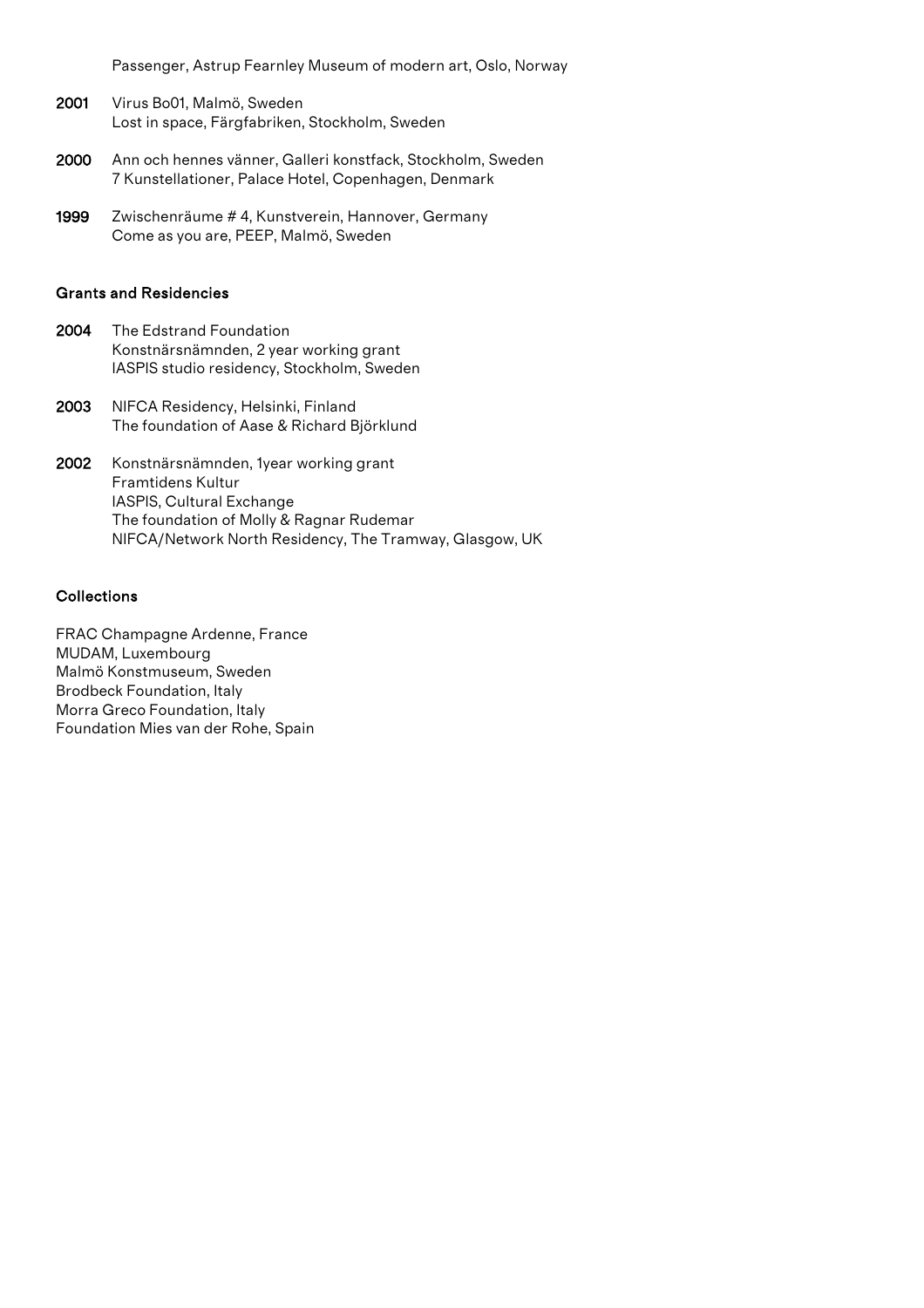Passenger, Astrup Fearnley Museum of modern art, Oslo, Norway

**2001** Virus Bo01, Malmö, Sweden
Lost in space, Färgfabriken, Stockholm, Sweden

**2000** Ann och hennes vänner, Galleri konstfack, Stockholm, Sweden
7 Kunstellationer, Palace Hotel, Copenhagen, Denmark

**1999** Zwischenräume # 4, Kunstverein, Hannover, Germany
Come as you are, PEEP, Malmö, Sweden

### Grants and Residencies

**2004** The Edstrand Foundation
Konstnärsnämnden, 2 year working grant
IASPIS studio residency, Stockholm, Sweden

**2003** NIFCA Residency, Helsinki, Finland
The foundation of Aase & Richard Björklund

**2002** Konstnärsnämnden, 1year working grant
Framtidens Kultur
IASPIS, Cultural Exchange
The foundation of Molly & Ragnar Rudemar
NIFCA/Network North Residency, The Tramway, Glasgow, UK

### Collections

FRAC Champagne Ardenne, France
MUDAM, Luxembourg
Malmö Konstmuseum, Sweden
Brodbeck Foundation, Italy
Morra Greco Foundation, Italy
Foundation Mies van der Rohe, Spain